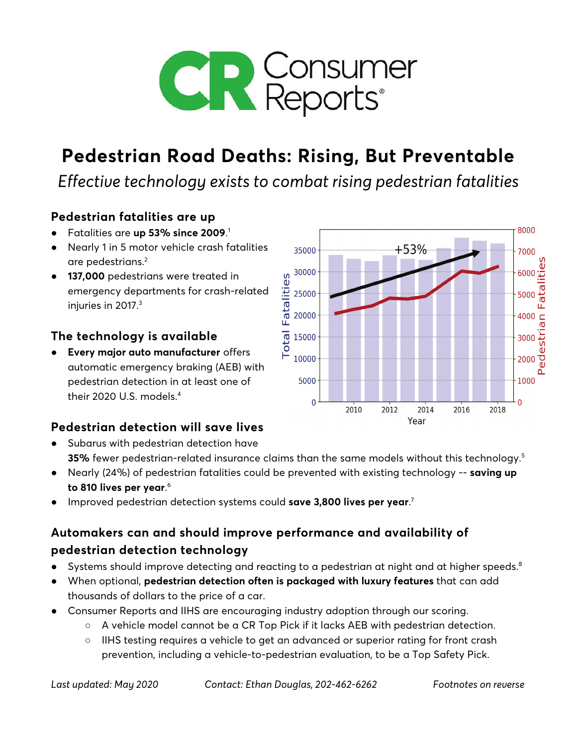# Consumer Reports

# Pedestrian Road Deaths: Rising, But Preventable

*Effective technology exists to combat rising pedestrian fatalities*

## Pedestrian fatalities are up

- Fatalities are **up 53% since 2009**.[1]
- Nearly 1 in 5 motor vehicle crash fatalities are pedestrians.[2]
- **137,000** pedestrians were treated in emergency departments for crash-related injuries in 2017.[3]

+53%

Total Fatalities

0
5000
10000
15000
20000
25000
30000
35000

Pedestrian Fatalities

0
1000
2000
3000
4000
5000
6000
7000
8000

Year

2010
2012
2014
2016
2018

## The technology is available

- **Every major auto manufacturer** offers automatic emergency braking (AEB) with pedestrian detection in at least one of their 2020 U.S. models.[4]

## Pedestrian detection will save lives

- Subarus with pedestrian detection have **35%** fewer pedestrian-related insurance claims than the same models without this technology.[5]
- Nearly (24%) of pedestrian fatalities could be prevented with existing technology -- **saving up to 810 lives per year**.[6]
- Improved pedestrian detection systems could **save 3,800 lives per year**.[7]

## Automakers can and should improve performance and availability of pedestrian detection technology

- Systems should improve detecting and reacting to a pedestrian at night and at higher speeds.[8]
- When optional, **pedestrian detection often is packaged with luxury features** that can add thousands of dollars to the price of a car.
- Consumer Reports and IIHS are encouraging industry adoption through our scoring.
  - A vehicle model cannot be a CR Top Pick if it lacks AEB with pedestrian detection.
  - IIHS testing requires a vehicle to get an advanced or superior rating for front crash prevention, including a vehicle-to-pedestrian evaluation, to be a Top Safety Pick.

*Last updated: May 2020* *Contact: Ethan Douglas, 202-462-6262* *Footnotes on reverse*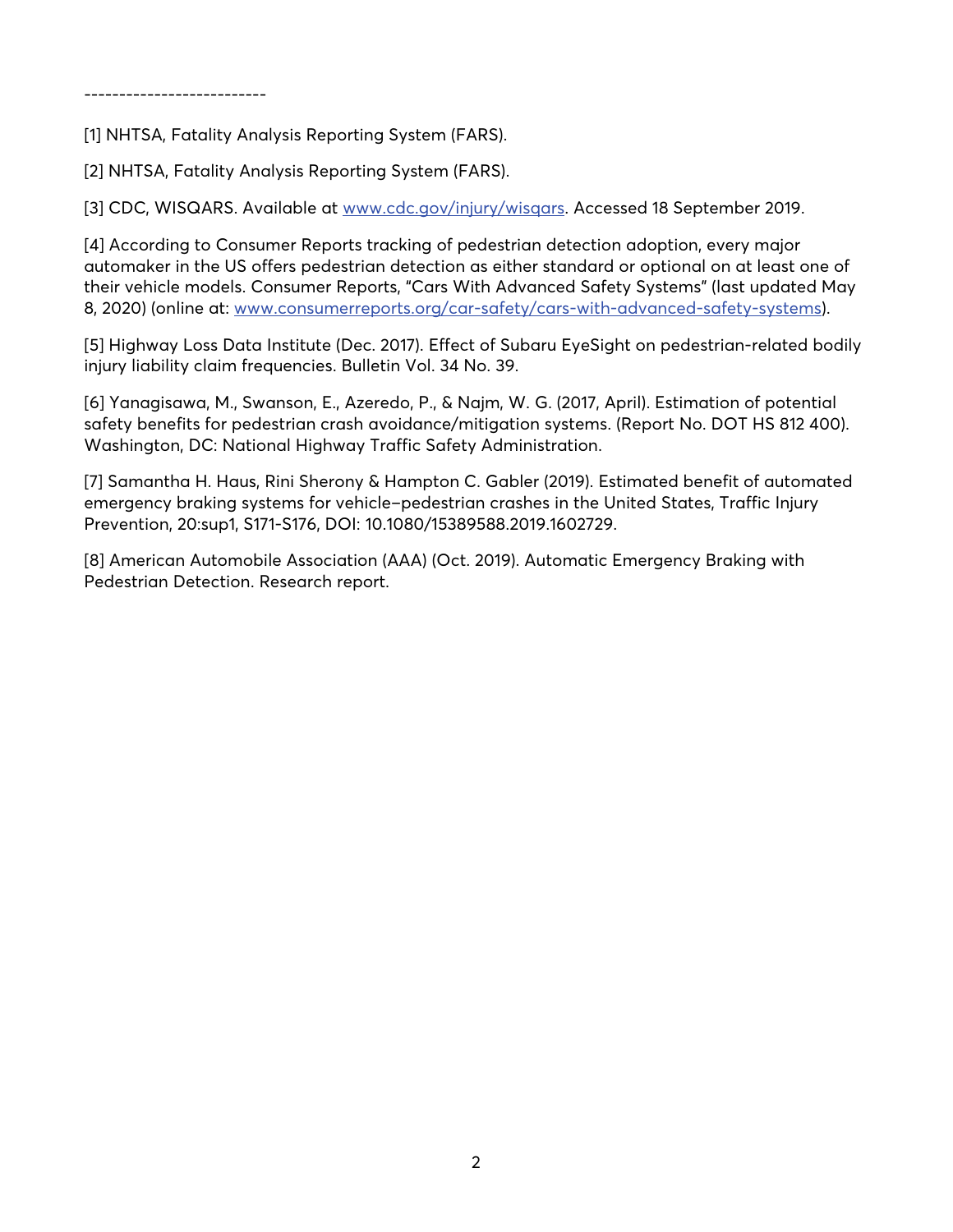--------------------------

[1] NHTSA, Fatality Analysis Reporting System (FARS).

[2] NHTSA, Fatality Analysis Reporting System (FARS).

[3] CDC, WISQARS. Available at www.cdc.gov/injury/wisqars. Accessed 18 September 2019.

[4] According to Consumer Reports tracking of pedestrian detection adoption, every major automaker in the US offers pedestrian detection as either standard or optional on at least one of their vehicle models. Consumer Reports, "Cars With Advanced Safety Systems" (last updated May 8, 2020) (online at: www.consumerreports.org/car-safety/cars-with-advanced-safety-systems).

[5] Highway Loss Data Institute (Dec. 2017). Effect of Subaru EyeSight on pedestrian-related bodily injury liability claim frequencies. Bulletin Vol. 34 No. 39.

[6] Yanagisawa, M., Swanson, E., Azeredo, P., & Najm, W. G. (2017, April). Estimation of potential safety benefits for pedestrian crash avoidance/mitigation systems. (Report No. DOT HS 812 400). Washington, DC: National Highway Traffic Safety Administration.

[7] Samantha H. Haus, Rini Sherony & Hampton C. Gabler (2019). Estimated benefit of automated emergency braking systems for vehicle–pedestrian crashes in the United States, Traffic Injury Prevention, 20:sup1, S171-S176, DOI: 10.1080/15389588.2019.1602729.

[8] American Automobile Association (AAA) (Oct. 2019). Automatic Emergency Braking with Pedestrian Detection. Research report.